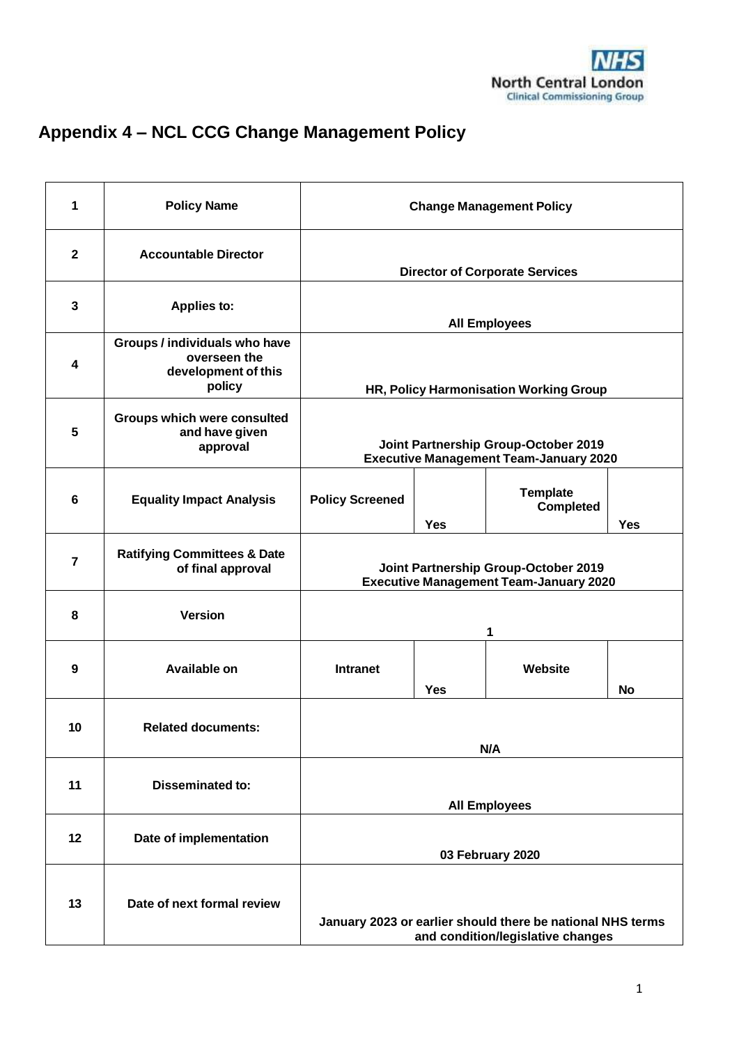# Appendix 4 – NCL CCG Change Management Policy

| 1 | Policy Name | Change Management Policy | | | |
|---|---|---|---|---|---|
| 2 | Accountable Director | Director of Corporate Services | | | |
| 3 | Applies to: | All Employees | | | |
| 4 | Groups / individuals who have overseen the development of this policy | HR, Policy Harmonisation Working Group | | | |
| 5 | Groups which were consulted and have given approval | Joint Partnership Group-October 2019<br>Executive Management Team-January 2020 | | | |
| 6 | Equality Impact Analysis | Policy Screened | Yes | Template Completed | Yes |
| 7 | Ratifying Committees & Date of final approval | Joint Partnership Group-October 2019<br>Executive Management Team-January 2020 | | | |
| 8 | Version | 1 | | | |
| 9 | Available on | Intranet | Yes | Website | No |
| 10 | Related documents: | N/A | | | |
| 11 | Disseminated to: | All Employees | | | |
| 12 | Date of implementation | 03 February 2020 | | | |
| 13 | Date of next formal review | January 2023 or earlier should there be national NHS terms and condition/legislative changes | | | |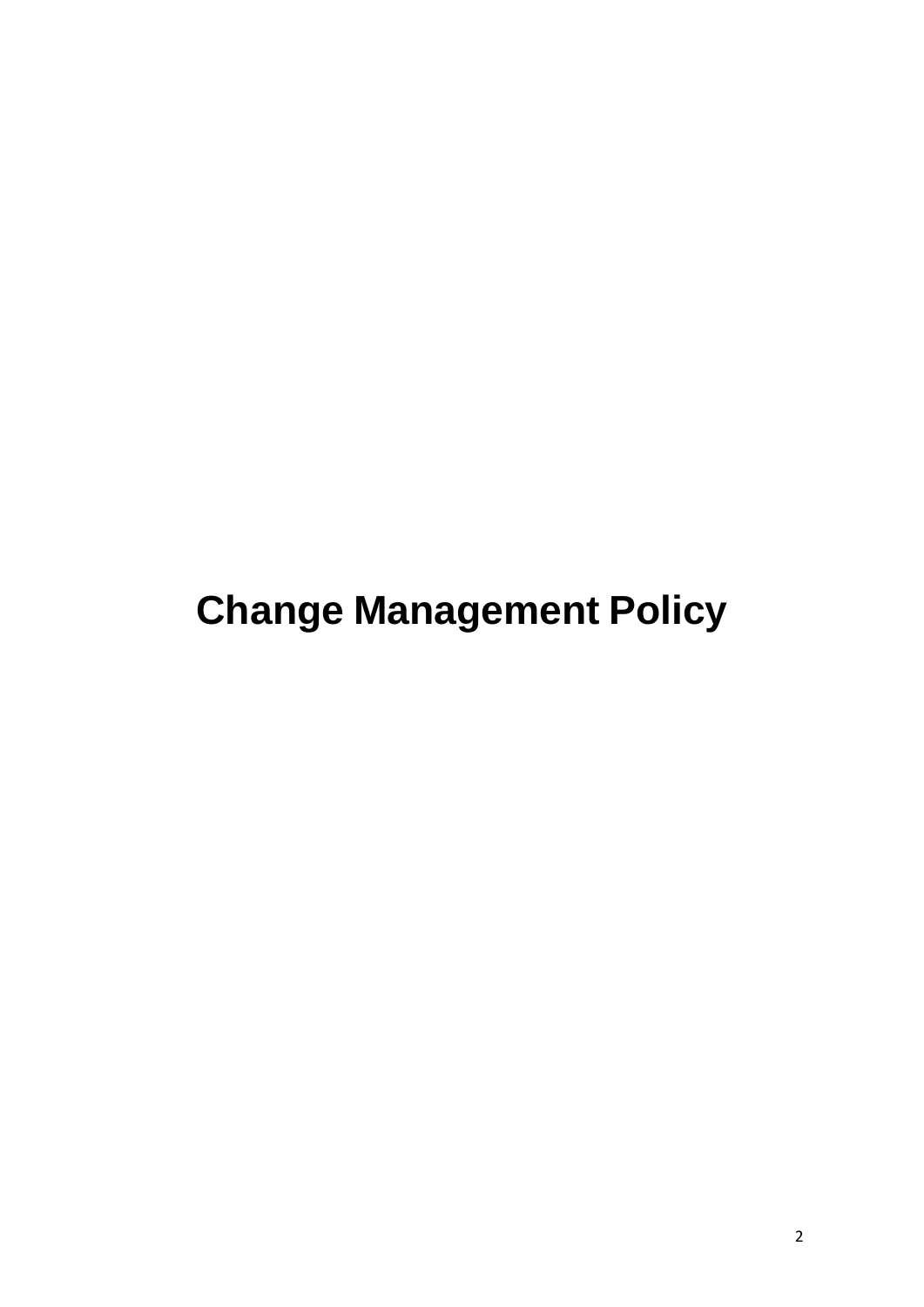# Change Management Policy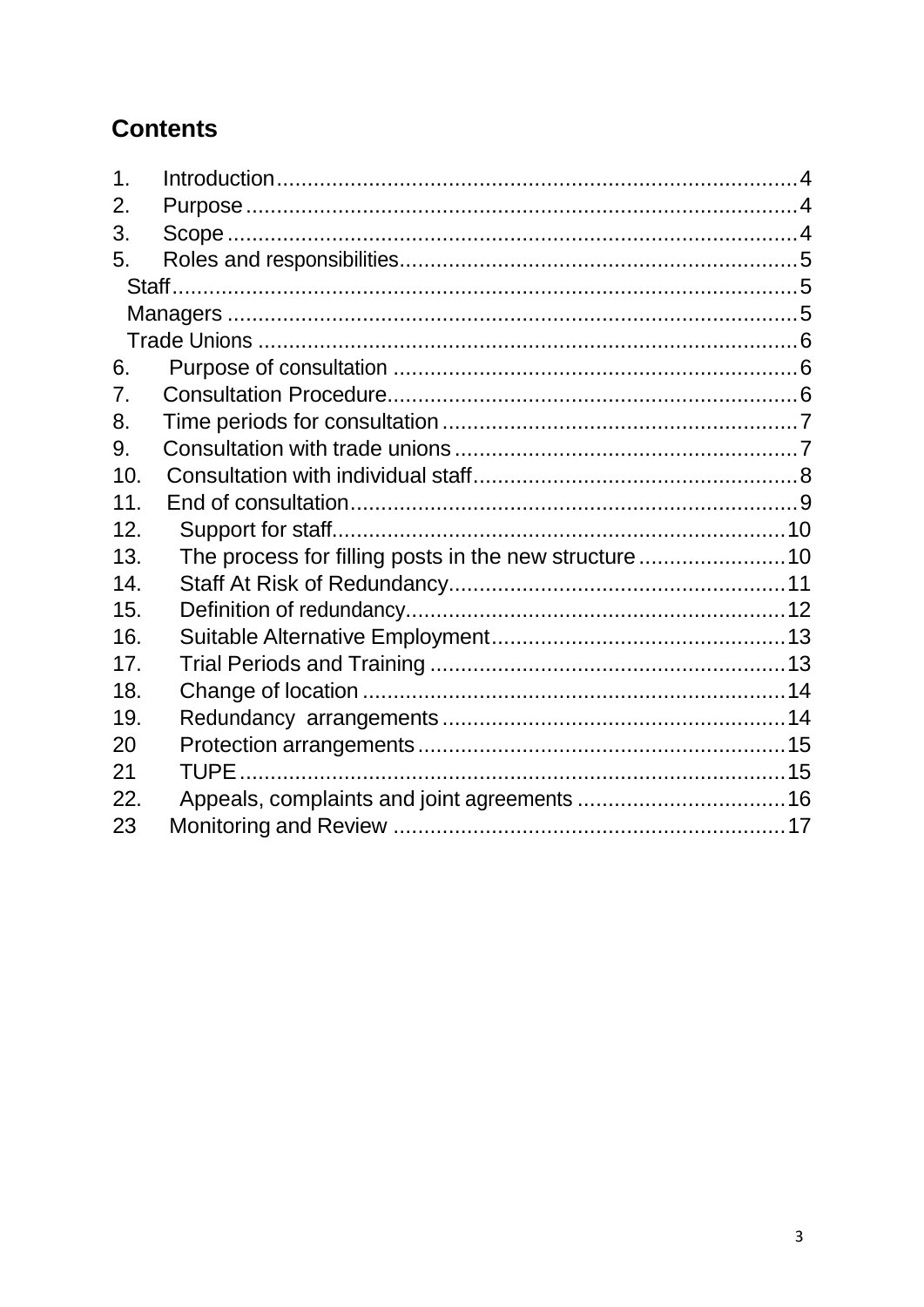## Contents

1. Introduction....................................................................................4
2. Purpose..........................................................................................4
3. Scope.............................................................................................4
5. Roles and responsibilities.................................................................5
   - Staff..........................................................................................5
   - Managers ....................................................................................5
   - Trade Unions ...............................................................................6
6. Purpose of consultation ....................................................................6
7. Consultation Procedure.....................................................................6
8. Time periods for consultation ...........................................................7
9. Consultation with trade unions ..........................................................7
10. Consultation with individual staff.......................................................8
11. End of consultation..........................................................................9
12. Support for staff............................................................................10
13. The process for filling posts in the new structure ...........................10
14. Staff At Risk of Redundancy...........................................................11
15. Definition of redundancy.................................................................12
16. Suitable Alternative Employment.....................................................13
17. Trial Periods and Training ..............................................................13
18. Change of location ........................................................................14
19. Redundancy arrangements.............................................................14
20 Protection arrangements.................................................................15
21 TUPE............................................................................................15
22. Appeals, complaints and joint agreements .......................................16
23 Monitoring and Review ....................................................................17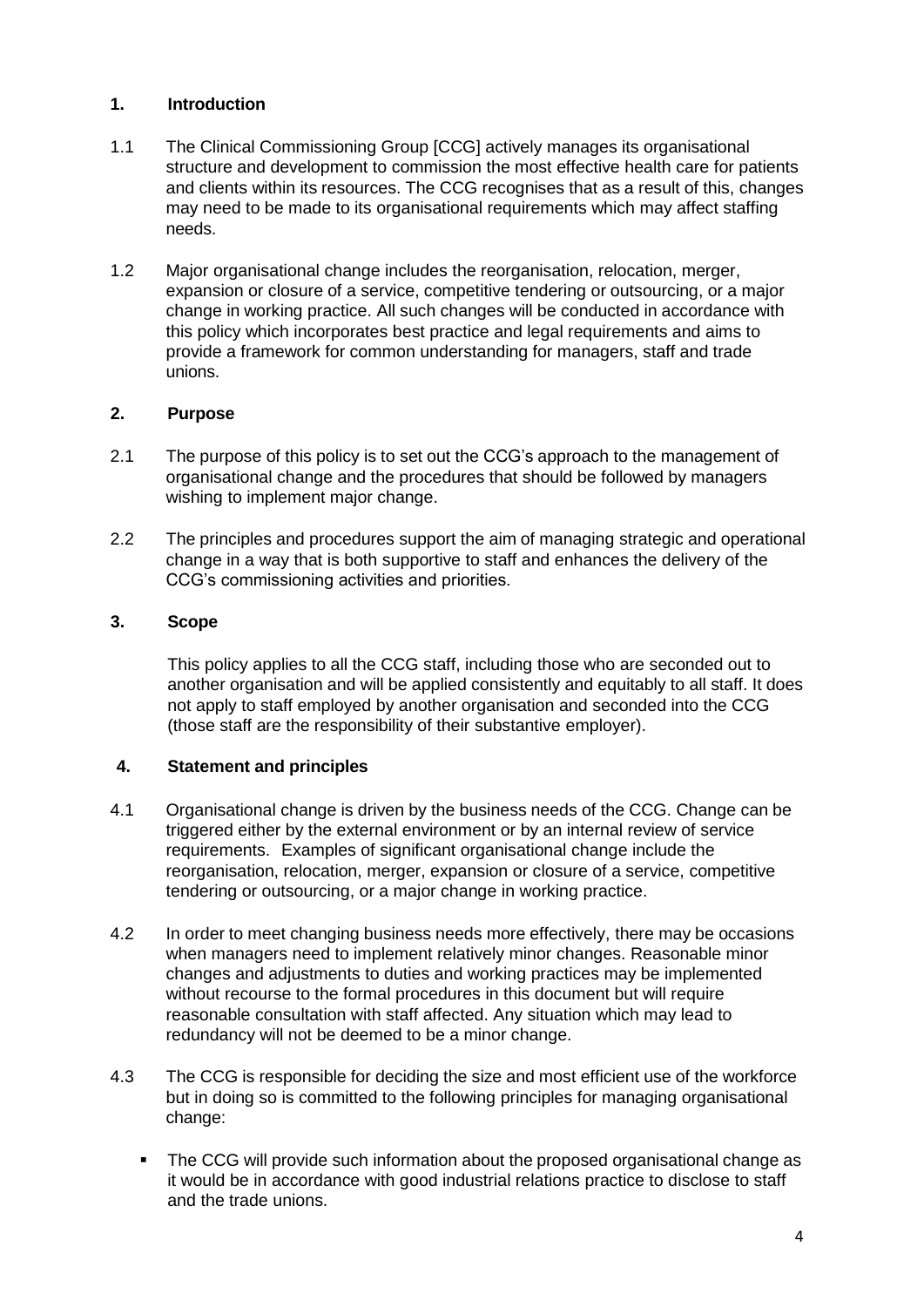## 1. Introduction

1.1 The Clinical Commissioning Group [CCG] actively manages its organisational structure and development to commission the most effective health care for patients and clients within its resources. The CCG recognises that as a result of this, changes may need to be made to its organisational requirements which may affect staffing needs.

1.2 Major organisational change includes the reorganisation, relocation, merger, expansion or closure of a service, competitive tendering or outsourcing, or a major change in working practice. All such changes will be conducted in accordance with this policy which incorporates best practice and legal requirements and aims to provide a framework for common understanding for managers, staff and trade unions.

## 2. Purpose

2.1 The purpose of this policy is to set out the CCG's approach to the management of organisational change and the procedures that should be followed by managers wishing to implement major change.

2.2 The principles and procedures support the aim of managing strategic and operational change in a way that is both supportive to staff and enhances the delivery of the CCG's commissioning activities and priorities.

## 3. Scope

This policy applies to all the CCG staff, including those who are seconded out to another organisation and will be applied consistently and equitably to all staff. It does not apply to staff employed by another organisation and seconded into the CCG (those staff are the responsibility of their substantive employer).

## 4. Statement and principles

4.1 Organisational change is driven by the business needs of the CCG. Change can be triggered either by the external environment or by an internal review of service requirements. Examples of significant organisational change include the reorganisation, relocation, merger, expansion or closure of a service, competitive tendering or outsourcing, or a major change in working practice.

4.2 In order to meet changing business needs more effectively, there may be occasions when managers need to implement relatively minor changes. Reasonable minor changes and adjustments to duties and working practices may be implemented without recourse to the formal procedures in this document but will require reasonable consultation with staff affected. Any situation which may lead to redundancy will not be deemed to be a minor change.

4.3 The CCG is responsible for deciding the size and most efficient use of the workforce but in doing so is committed to the following principles for managing organisational change:

- The CCG will provide such information about the proposed organisational change as it would be in accordance with good industrial relations practice to disclose to staff and the trade unions.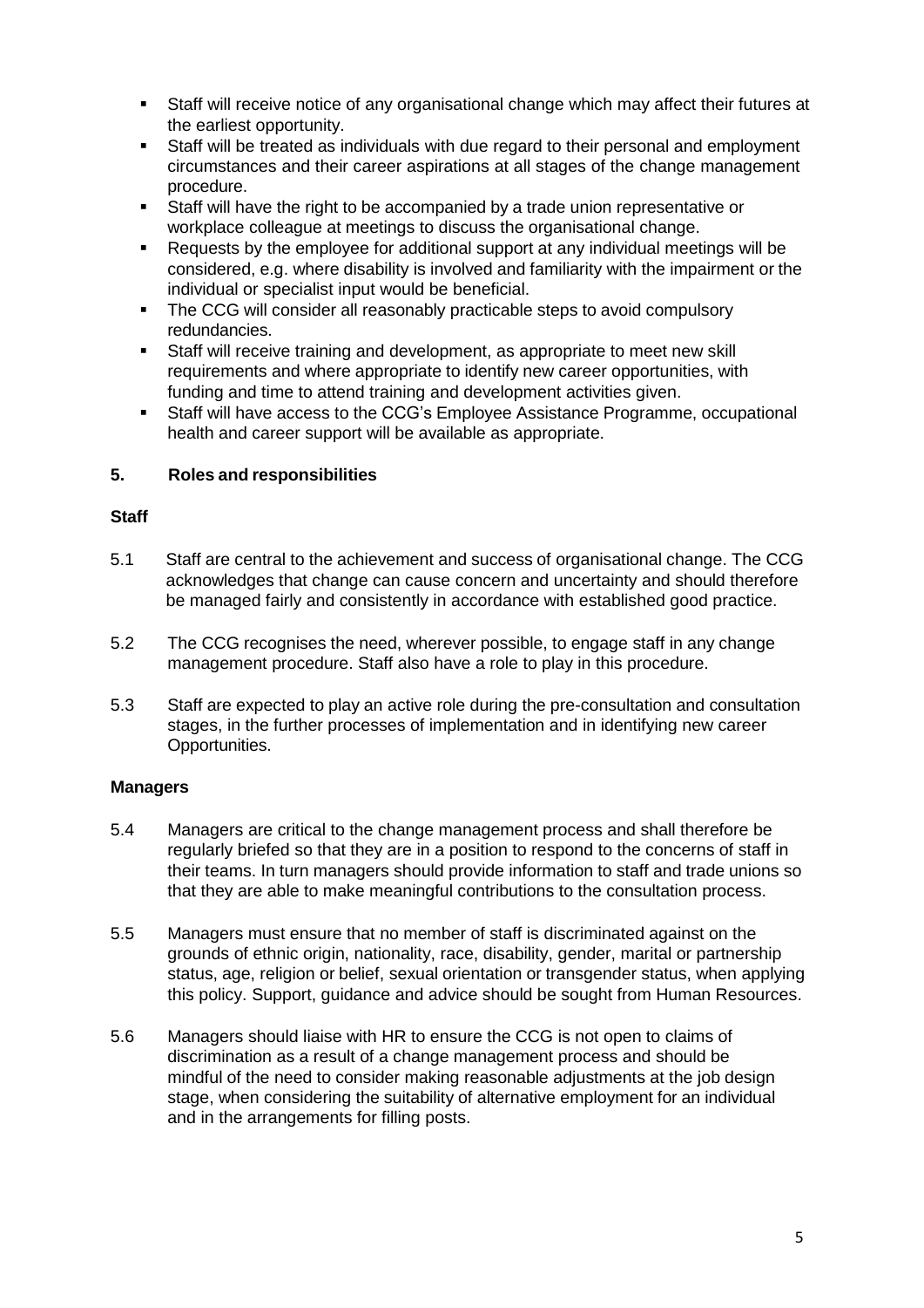- Staff will receive notice of any organisational change which may affect their futures at the earliest opportunity.
- Staff will be treated as individuals with due regard to their personal and employment circumstances and their career aspirations at all stages of the change management procedure.
- Staff will have the right to be accompanied by a trade union representative or workplace colleague at meetings to discuss the organisational change.
- Requests by the employee for additional support at any individual meetings will be considered, e.g. where disability is involved and familiarity with the impairment or the individual or specialist input would be beneficial.
- The CCG will consider all reasonably practicable steps to avoid compulsory redundancies.
- Staff will receive training and development, as appropriate to meet new skill requirements and where appropriate to identify new career opportunities, with funding and time to attend training and development activities given.
- Staff will have access to the CCG's Employee Assistance Programme, occupational health and career support will be available as appropriate.

## 5. Roles and responsibilities

### Staff

5.1 Staff are central to the achievement and success of organisational change. The CCG acknowledges that change can cause concern and uncertainty and should therefore be managed fairly and consistently in accordance with established good practice.

5.2 The CCG recognises the need, wherever possible, to engage staff in any change management procedure. Staff also have a role to play in this procedure.

5.3 Staff are expected to play an active role during the pre-consultation and consultation stages, in the further processes of implementation and in identifying new career Opportunities.

### Managers

5.4 Managers are critical to the change management process and shall therefore be regularly briefed so that they are in a position to respond to the concerns of staff in their teams. In turn managers should provide information to staff and trade unions so that they are able to make meaningful contributions to the consultation process.

5.5 Managers must ensure that no member of staff is discriminated against on the grounds of ethnic origin, nationality, race, disability, gender, marital or partnership status, age, religion or belief, sexual orientation or transgender status, when applying this policy. Support, guidance and advice should be sought from Human Resources.

5.6 Managers should liaise with HR to ensure the CCG is not open to claims of discrimination as a result of a change management process and should be mindful of the need to consider making reasonable adjustments at the job design stage, when considering the suitability of alternative employment for an individual and in the arrangements for filling posts.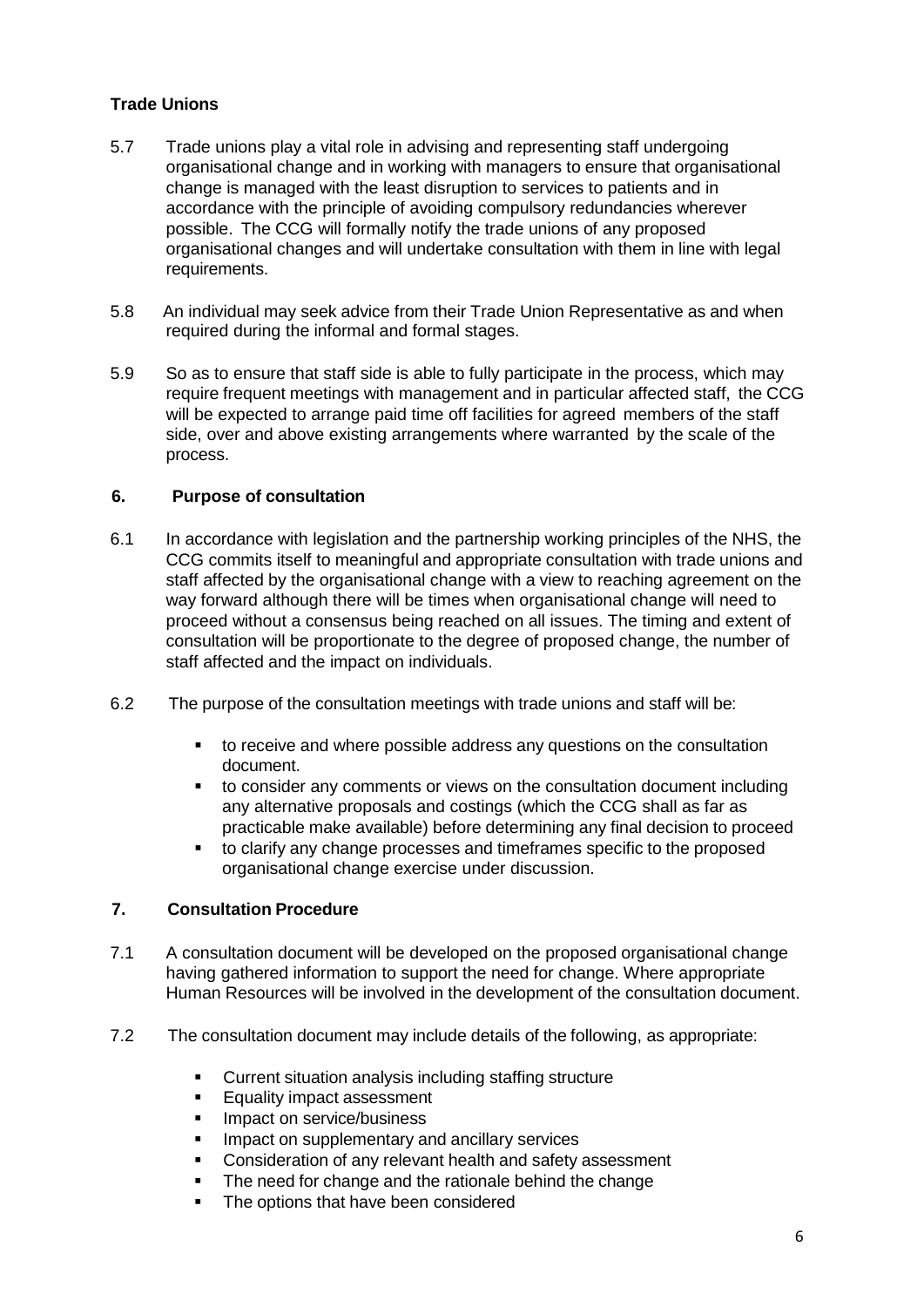**Trade Unions**

5.7 Trade unions play a vital role in advising and representing staff undergoing organisational change and in working with managers to ensure that organisational change is managed with the least disruption to services to patients and in accordance with the principle of avoiding compulsory redundancies wherever possible. The CCG will formally notify the trade unions of any proposed organisational changes and will undertake consultation with them in line with legal requirements.

5.8 An individual may seek advice from their Trade Union Representative as and when required during the informal and formal stages.

5.9 So as to ensure that staff side is able to fully participate in the process, which may require frequent meetings with management and in particular affected staff, the CCG will be expected to arrange paid time off facilities for agreed members of the staff side, over and above existing arrangements where warranted by the scale of the process.

## 6. Purpose of consultation

6.1 In accordance with legislation and the partnership working principles of the NHS, the CCG commits itself to meaningful and appropriate consultation with trade unions and staff affected by the organisational change with a view to reaching agreement on the way forward although there will be times when organisational change will need to proceed without a consensus being reached on all issues. The timing and extent of consultation will be proportionate to the degree of proposed change, the number of staff affected and the impact on individuals.

6.2 The purpose of the consultation meetings with trade unions and staff will be:

- to receive and where possible address any questions on the consultation document.
- to consider any comments or views on the consultation document including any alternative proposals and costings (which the CCG shall as far as practicable make available) before determining any final decision to proceed
- to clarify any change processes and timeframes specific to the proposed organisational change exercise under discussion.

## 7. Consultation Procedure

7.1 A consultation document will be developed on the proposed organisational change having gathered information to support the need for change. Where appropriate Human Resources will be involved in the development of the consultation document.

7.2 The consultation document may include details of the following, as appropriate:

- Current situation analysis including staffing structure
- Equality impact assessment
- Impact on service/business
- Impact on supplementary and ancillary services
- Consideration of any relevant health and safety assessment
- The need for change and the rationale behind the change
- The options that have been considered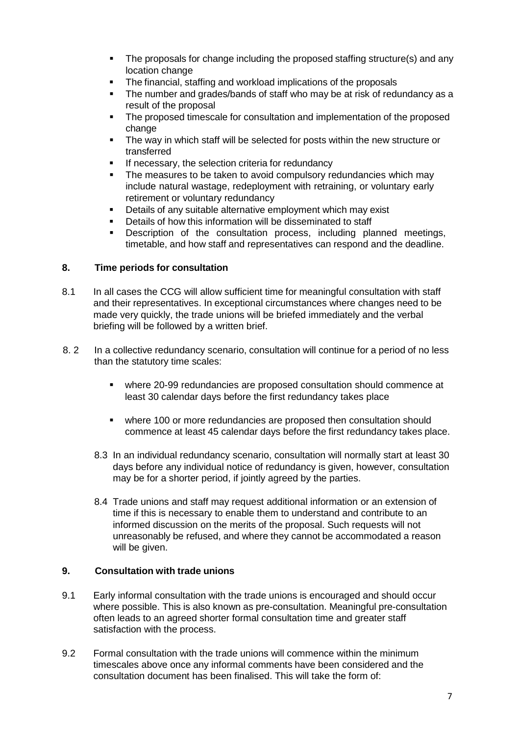- The proposals for change including the proposed staffing structure(s) and any location change
- The financial, staffing and workload implications of the proposals
- The number and grades/bands of staff who may be at risk of redundancy as a result of the proposal
- The proposed timescale for consultation and implementation of the proposed change
- The way in which staff will be selected for posts within the new structure or transferred
- If necessary, the selection criteria for redundancy
- The measures to be taken to avoid compulsory redundancies which may include natural wastage, redeployment with retraining, or voluntary early retirement or voluntary redundancy
- Details of any suitable alternative employment which may exist
- Details of how this information will be disseminated to staff
- Description of the consultation process, including planned meetings, timetable, and how staff and representatives can respond and the deadline.

## 8. Time periods for consultation

8.1 In all cases the CCG will allow sufficient time for meaningful consultation with staff and their representatives. In exceptional circumstances where changes need to be made very quickly, the trade unions will be briefed immediately and the verbal briefing will be followed by a written brief.

8.2 In a collective redundancy scenario, consultation will continue for a period of no less than the statutory time scales:

- where 20-99 redundancies are proposed consultation should commence at least 30 calendar days before the first redundancy takes place
- where 100 or more redundancies are proposed then consultation should commence at least 45 calendar days before the first redundancy takes place.

8.3 In an individual redundancy scenario, consultation will normally start at least 30 days before any individual notice of redundancy is given, however, consultation may be for a shorter period, if jointly agreed by the parties.

8.4 Trade unions and staff may request additional information or an extension of time if this is necessary to enable them to understand and contribute to an informed discussion on the merits of the proposal. Such requests will not unreasonably be refused, and where they cannot be accommodated a reason will be given.

## 9. Consultation with trade unions

9.1 Early informal consultation with the trade unions is encouraged and should occur where possible. This is also known as pre-consultation. Meaningful pre-consultation often leads to an agreed shorter formal consultation time and greater staff satisfaction with the process.

9.2 Formal consultation with the trade unions will commence within the minimum timescales above once any informal comments have been considered and the consultation document has been finalised. This will take the form of: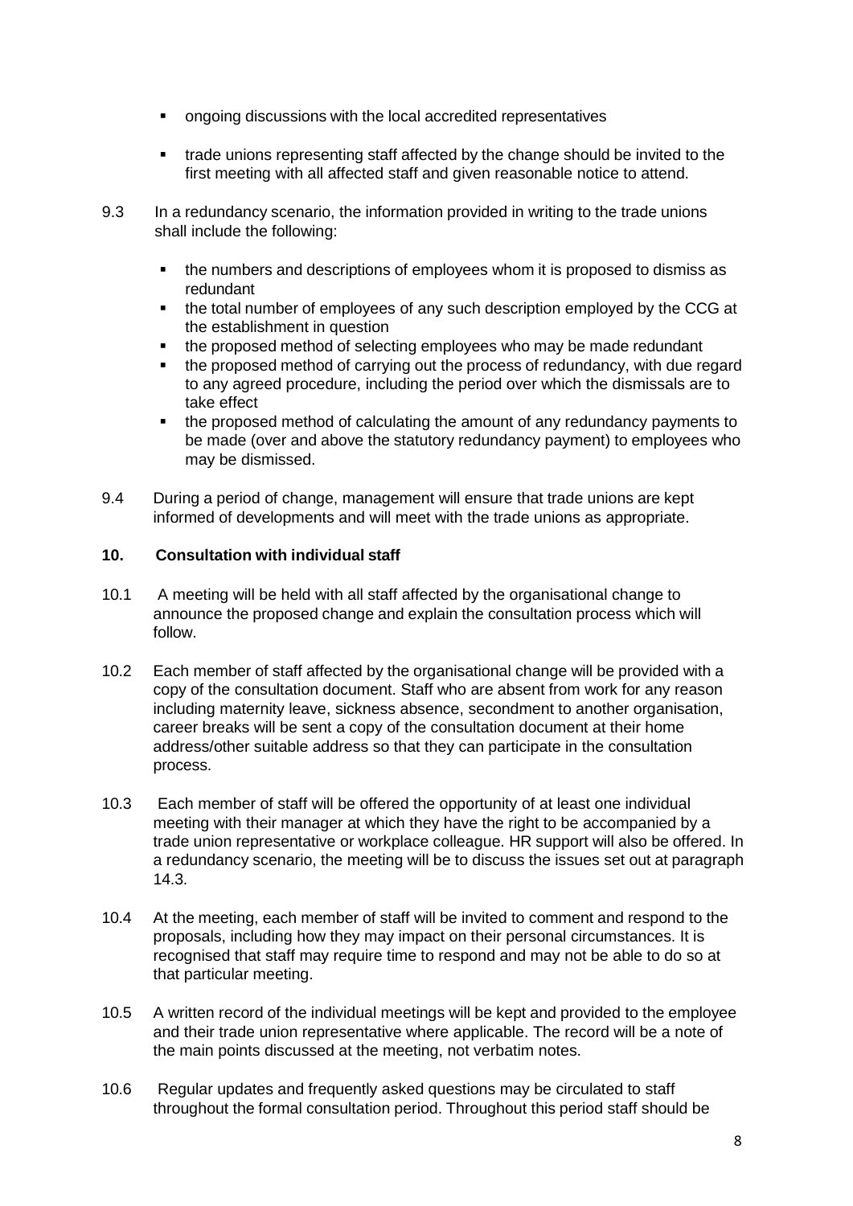- ongoing discussions with the local accredited representatives
- trade unions representing staff affected by the change should be invited to the first meeting with all affected staff and given reasonable notice to attend.

9.3 In a redundancy scenario, the information provided in writing to the trade unions shall include the following:

- the numbers and descriptions of employees whom it is proposed to dismiss as redundant
- the total number of employees of any such description employed by the CCG at the establishment in question
- the proposed method of selecting employees who may be made redundant
- the proposed method of carrying out the process of redundancy, with due regard to any agreed procedure, including the period over which the dismissals are to take effect
- the proposed method of calculating the amount of any redundancy payments to be made (over and above the statutory redundancy payment) to employees who may be dismissed.

9.4 During a period of change, management will ensure that trade unions are kept informed of developments and will meet with the trade unions as appropriate.

## 10. Consultation with individual staff

10.1 A meeting will be held with all staff affected by the organisational change to announce the proposed change and explain the consultation process which will follow.

10.2 Each member of staff affected by the organisational change will be provided with a copy of the consultation document. Staff who are absent from work for any reason including maternity leave, sickness absence, secondment to another organisation, career breaks will be sent a copy of the consultation document at their home address/other suitable address so that they can participate in the consultation process.

10.3 Each member of staff will be offered the opportunity of at least one individual meeting with their manager at which they have the right to be accompanied by a trade union representative or workplace colleague. HR support will also be offered. In a redundancy scenario, the meeting will be to discuss the issues set out at paragraph 14.3.

10.4 At the meeting, each member of staff will be invited to comment and respond to the proposals, including how they may impact on their personal circumstances. It is recognised that staff may require time to respond and may not be able to do so at that particular meeting.

10.5 A written record of the individual meetings will be kept and provided to the employee and their trade union representative where applicable. The record will be a note of the main points discussed at the meeting, not verbatim notes.

10.6 Regular updates and frequently asked questions may be circulated to staff throughout the formal consultation period. Throughout this period staff should be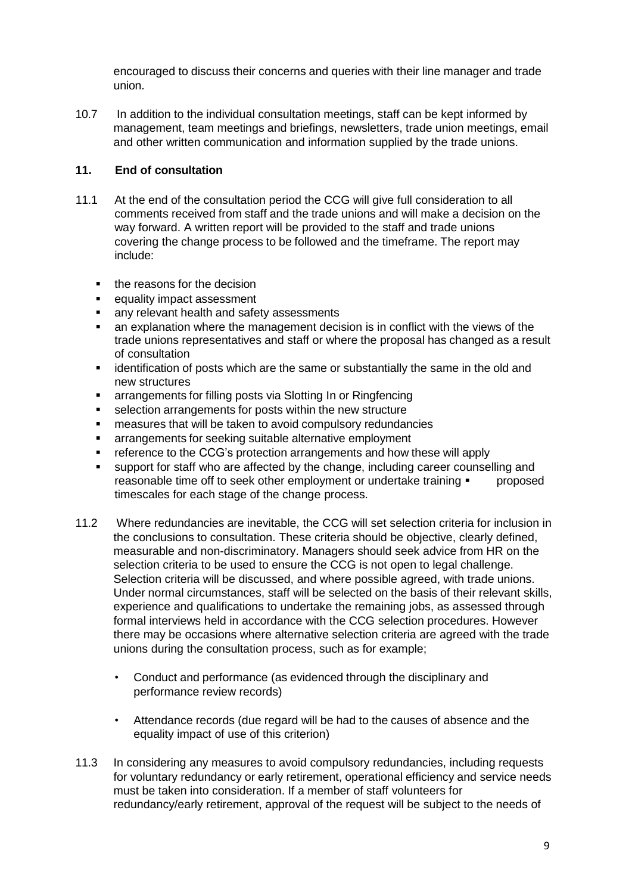encouraged to discuss their concerns and queries with their line manager and trade union.

10.7 In addition to the individual consultation meetings, staff can be kept informed by management, team meetings and briefings, newsletters, trade union meetings, email and other written communication and information supplied by the trade unions.

## 11. End of consultation

11.1 At the end of the consultation period the CCG will give full consideration to all comments received from staff and the trade unions and will make a decision on the way forward. A written report will be provided to the staff and trade unions covering the change process to be followed and the timeframe. The report may include:

- the reasons for the decision
- equality impact assessment
- any relevant health and safety assessments
- an explanation where the management decision is in conflict with the views of the trade unions representatives and staff or where the proposal has changed as a result of consultation
- identification of posts which are the same or substantially the same in the old and new structures
- arrangements for filling posts via Slotting In or Ringfencing
- selection arrangements for posts within the new structure
- measures that will be taken to avoid compulsory redundancies
- arrangements for seeking suitable alternative employment
- reference to the CCG's protection arrangements and how these will apply
- support for staff who are affected by the change, including career counselling and reasonable time off to seek other employment or undertake training
- proposed timescales for each stage of the change process.

11.2 Where redundancies are inevitable, the CCG will set selection criteria for inclusion in the conclusions to consultation. These criteria should be objective, clearly defined, measurable and non-discriminatory. Managers should seek advice from HR on the selection criteria to be used to ensure the CCG is not open to legal challenge. Selection criteria will be discussed, and where possible agreed, with trade unions. Under normal circumstances, staff will be selected on the basis of their relevant skills, experience and qualifications to undertake the remaining jobs, as assessed through formal interviews held in accordance with the CCG selection procedures. However there may be occasions where alternative selection criteria are agreed with the trade unions during the consultation process, such as for example;

- Conduct and performance (as evidenced through the disciplinary and performance review records)
- Attendance records (due regard will be had to the causes of absence and the equality impact of use of this criterion)

11.3 In considering any measures to avoid compulsory redundancies, including requests for voluntary redundancy or early retirement, operational efficiency and service needs must be taken into consideration. If a member of staff volunteers for redundancy/early retirement, approval of the request will be subject to the needs of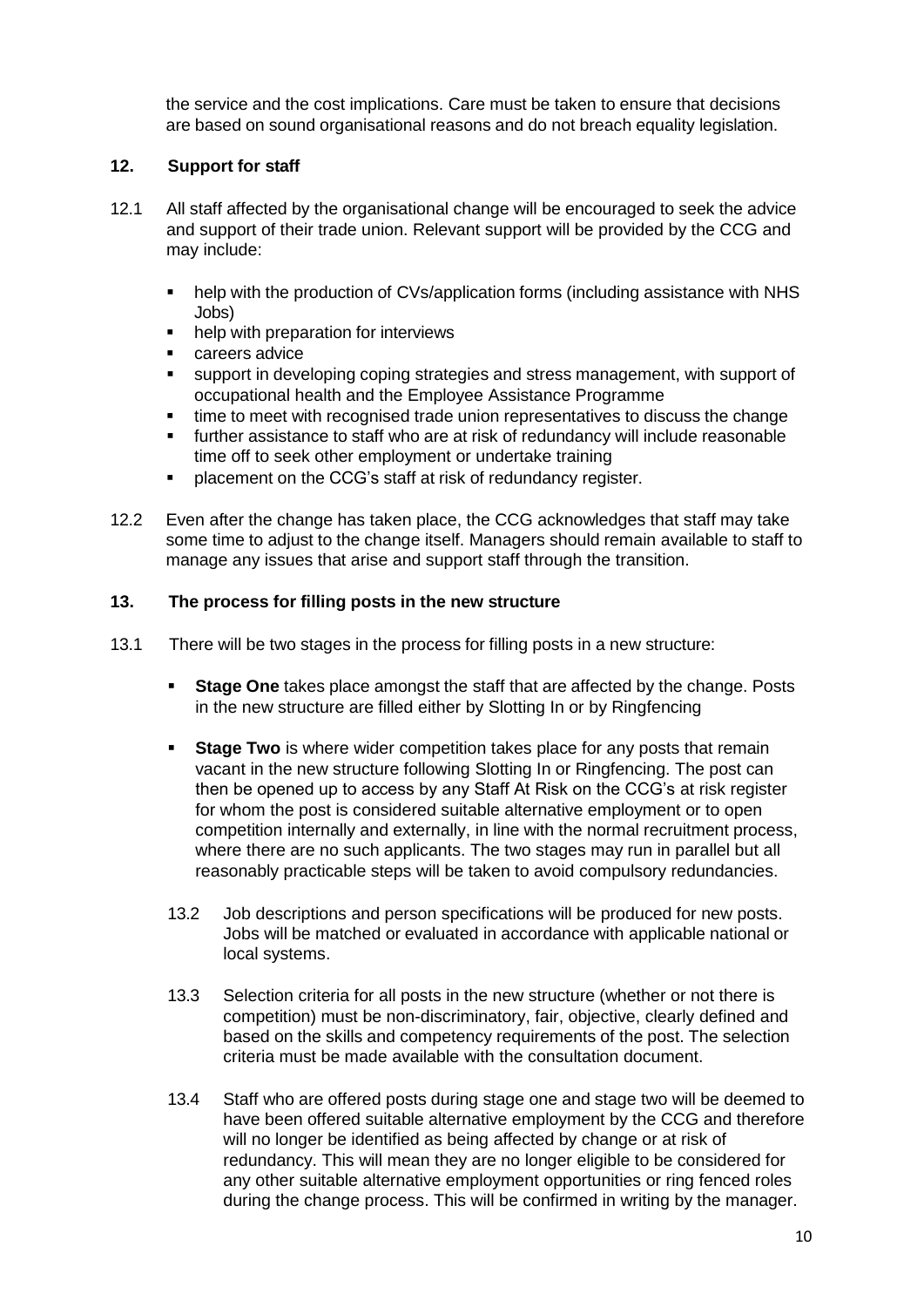the service and the cost implications. Care must be taken to ensure that decisions are based on sound organisational reasons and do not breach equality legislation.

## 12. Support for staff

12.1 All staff affected by the organisational change will be encouraged to seek the advice and support of their trade union. Relevant support will be provided by the CCG and may include:

- help with the production of CVs/application forms (including assistance with NHS Jobs)
- help with preparation for interviews
- careers advice
- support in developing coping strategies and stress management, with support of occupational health and the Employee Assistance Programme
- time to meet with recognised trade union representatives to discuss the change
- further assistance to staff who are at risk of redundancy will include reasonable time off to seek other employment or undertake training
- placement on the CCG's staff at risk of redundancy register.

12.2 Even after the change has taken place, the CCG acknowledges that staff may take some time to adjust to the change itself. Managers should remain available to staff to manage any issues that arise and support staff through the transition.

## 13. The process for filling posts in the new structure

13.1 There will be two stages in the process for filling posts in a new structure:

- **Stage One** takes place amongst the staff that are affected by the change. Posts in the new structure are filled either by Slotting In or by Ringfencing

- **Stage Two** is where wider competition takes place for any posts that remain vacant in the new structure following Slotting In or Ringfencing. The post can then be opened up to access by any Staff At Risk on the CCG's at risk register for whom the post is considered suitable alternative employment or to open competition internally and externally, in line with the normal recruitment process, where there are no such applicants. The two stages may run in parallel but all reasonably practicable steps will be taken to avoid compulsory redundancies.

13.2 Job descriptions and person specifications will be produced for new posts. Jobs will be matched or evaluated in accordance with applicable national or local systems.

13.3 Selection criteria for all posts in the new structure (whether or not there is competition) must be non-discriminatory, fair, objective, clearly defined and based on the skills and competency requirements of the post. The selection criteria must be made available with the consultation document.

13.4 Staff who are offered posts during stage one and stage two will be deemed to have been offered suitable alternative employment by the CCG and therefore will no longer be identified as being affected by change or at risk of redundancy. This will mean they are no longer eligible to be considered for any other suitable alternative employment opportunities or ring fenced roles during the change process. This will be confirmed in writing by the manager.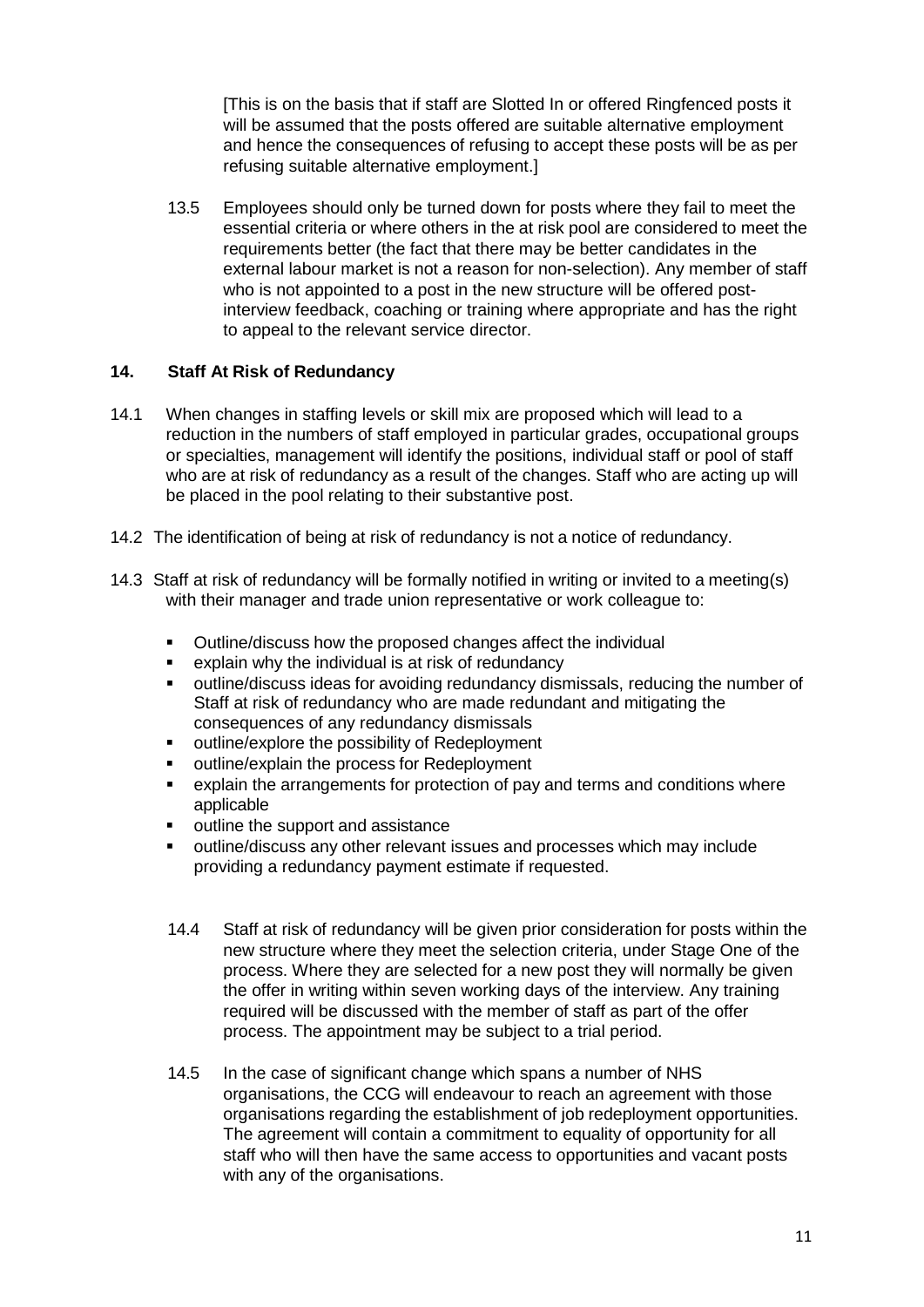[This is on the basis that if staff are Slotted In or offered Ringfenced posts it will be assumed that the posts offered are suitable alternative employment and hence the consequences of refusing to accept these posts will be as per refusing suitable alternative employment.]

13.5 Employees should only be turned down for posts where they fail to meet the essential criteria or where others in the at risk pool are considered to meet the requirements better (the fact that there may be better candidates in the external labour market is not a reason for non-selection). Any member of staff who is not appointed to a post in the new structure will be offered post-interview feedback, coaching or training where appropriate and has the right to appeal to the relevant service director.

## 14. Staff At Risk of Redundancy

14.1 When changes in staffing levels or skill mix are proposed which will lead to a reduction in the numbers of staff employed in particular grades, occupational groups or specialties, management will identify the positions, individual staff or pool of staff who are at risk of redundancy as a result of the changes. Staff who are acting up will be placed in the pool relating to their substantive post.

14.2 The identification of being at risk of redundancy is not a notice of redundancy.

14.3 Staff at risk of redundancy will be formally notified in writing or invited to a meeting(s) with their manager and trade union representative or work colleague to:

- Outline/discuss how the proposed changes affect the individual
- explain why the individual is at risk of redundancy
- outline/discuss ideas for avoiding redundancy dismissals, reducing the number of Staff at risk of redundancy who are made redundant and mitigating the consequences of any redundancy dismissals
- outline/explore the possibility of Redeployment
- outline/explain the process for Redeployment
- explain the arrangements for protection of pay and terms and conditions where applicable
- outline the support and assistance
- outline/discuss any other relevant issues and processes which may include providing a redundancy payment estimate if requested.

14.4 Staff at risk of redundancy will be given prior consideration for posts within the new structure where they meet the selection criteria, under Stage One of the process. Where they are selected for a new post they will normally be given the offer in writing within seven working days of the interview. Any training required will be discussed with the member of staff as part of the offer process. The appointment may be subject to a trial period.

14.5 In the case of significant change which spans a number of NHS organisations, the CCG will endeavour to reach an agreement with those organisations regarding the establishment of job redeployment opportunities. The agreement will contain a commitment to equality of opportunity for all staff who will then have the same access to opportunities and vacant posts with any of the organisations.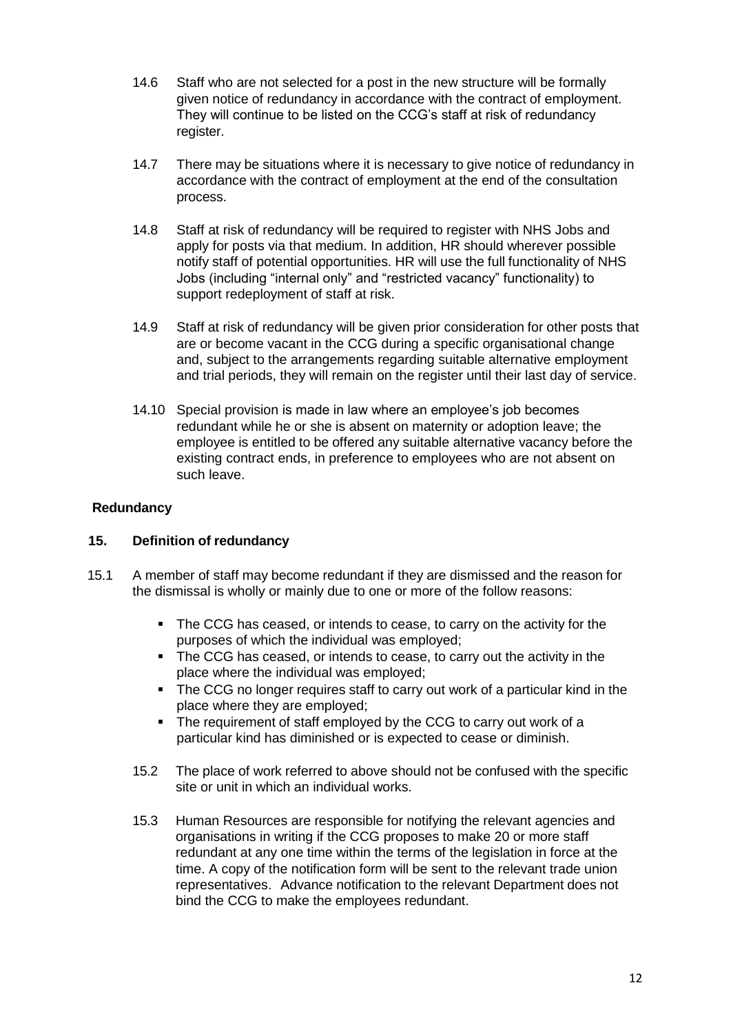14.6 Staff who are not selected for a post in the new structure will be formally given notice of redundancy in accordance with the contract of employment. They will continue to be listed on the CCG's staff at risk of redundancy register.

14.7 There may be situations where it is necessary to give notice of redundancy in accordance with the contract of employment at the end of the consultation process.

14.8 Staff at risk of redundancy will be required to register with NHS Jobs and apply for posts via that medium. In addition, HR should wherever possible notify staff of potential opportunities. HR will use the full functionality of NHS Jobs (including "internal only" and "restricted vacancy" functionality) to support redeployment of staff at risk.

14.9 Staff at risk of redundancy will be given prior consideration for other posts that are or become vacant in the CCG during a specific organisational change and, subject to the arrangements regarding suitable alternative employment and trial periods, they will remain on the register until their last day of service.

14.10 Special provision is made in law where an employee's job becomes redundant while he or she is absent on maternity or adoption leave; the employee is entitled to be offered any suitable alternative vacancy before the existing contract ends, in preference to employees who are not absent on such leave.

**Redundancy**

## 15. Definition of redundancy

15.1 A member of staff may become redundant if they are dismissed and the reason for the dismissal is wholly or mainly due to one or more of the follow reasons:

- The CCG has ceased, or intends to cease, to carry on the activity for the purposes of which the individual was employed;
- The CCG has ceased, or intends to cease, to carry out the activity in the place where the individual was employed;
- The CCG no longer requires staff to carry out work of a particular kind in the place where they are employed;
- The requirement of staff employed by the CCG to carry out work of a particular kind has diminished or is expected to cease or diminish.

15.2 The place of work referred to above should not be confused with the specific site or unit in which an individual works.

15.3 Human Resources are responsible for notifying the relevant agencies and organisations in writing if the CCG proposes to make 20 or more staff redundant at any one time within the terms of the legislation in force at the time. A copy of the notification form will be sent to the relevant trade union representatives. Advance notification to the relevant Department does not bind the CCG to make the employees redundant.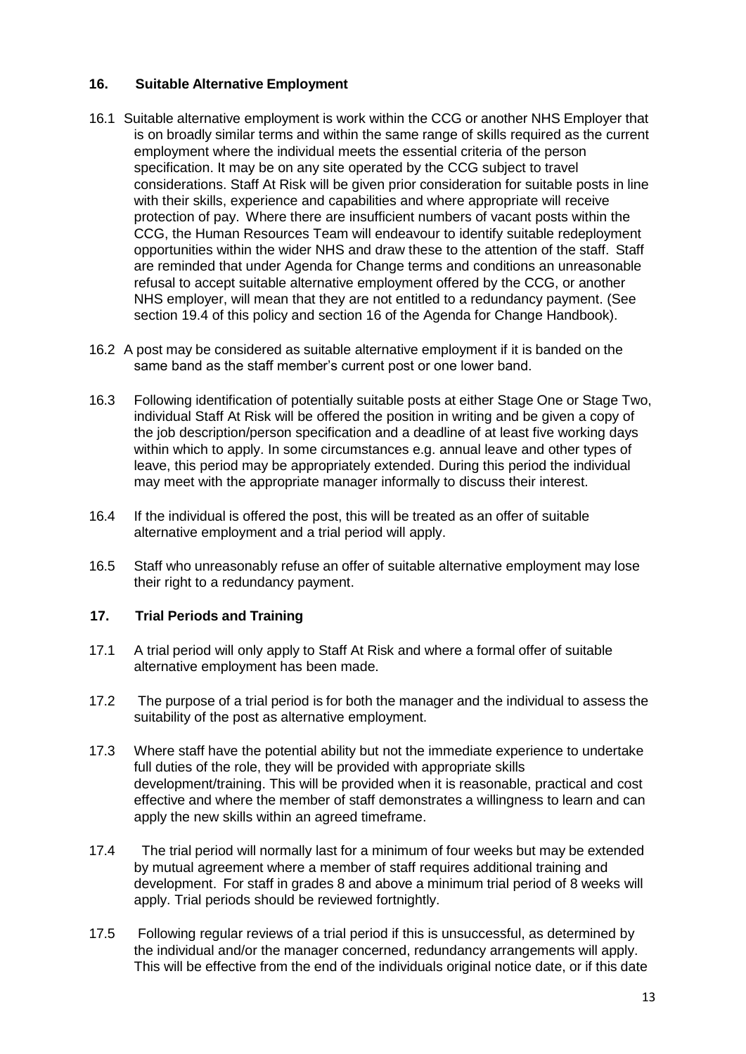## 16. Suitable Alternative Employment

16.1 Suitable alternative employment is work within the CCG or another NHS Employer that is on broadly similar terms and within the same range of skills required as the current employment where the individual meets the essential criteria of the person specification. It may be on any site operated by the CCG subject to travel considerations. Staff At Risk will be given prior consideration for suitable posts in line with their skills, experience and capabilities and where appropriate will receive protection of pay. Where there are insufficient numbers of vacant posts within the CCG, the Human Resources Team will endeavour to identify suitable redeployment opportunities within the wider NHS and draw these to the attention of the staff. Staff are reminded that under Agenda for Change terms and conditions an unreasonable refusal to accept suitable alternative employment offered by the CCG, or another NHS employer, will mean that they are not entitled to a redundancy payment. (See section 19.4 of this policy and section 16 of the Agenda for Change Handbook).

16.2 A post may be considered as suitable alternative employment if it is banded on the same band as the staff member's current post or one lower band.

16.3 Following identification of potentially suitable posts at either Stage One or Stage Two, individual Staff At Risk will be offered the position in writing and be given a copy of the job description/person specification and a deadline of at least five working days within which to apply. In some circumstances e.g. annual leave and other types of leave, this period may be appropriately extended. During this period the individual may meet with the appropriate manager informally to discuss their interest.

16.4 If the individual is offered the post, this will be treated as an offer of suitable alternative employment and a trial period will apply.

16.5 Staff who unreasonably refuse an offer of suitable alternative employment may lose their right to a redundancy payment.

## 17. Trial Periods and Training

17.1 A trial period will only apply to Staff At Risk and where a formal offer of suitable alternative employment has been made.

17.2 The purpose of a trial period is for both the manager and the individual to assess the suitability of the post as alternative employment.

17.3 Where staff have the potential ability but not the immediate experience to undertake full duties of the role, they will be provided with appropriate skills development/training. This will be provided when it is reasonable, practical and cost effective and where the member of staff demonstrates a willingness to learn and can apply the new skills within an agreed timeframe.

17.4 The trial period will normally last for a minimum of four weeks but may be extended by mutual agreement where a member of staff requires additional training and development. For staff in grades 8 and above a minimum trial period of 8 weeks will apply. Trial periods should be reviewed fortnightly.

17.5 Following regular reviews of a trial period if this is unsuccessful, as determined by the individual and/or the manager concerned, redundancy arrangements will apply. This will be effective from the end of the individuals original notice date, or if this date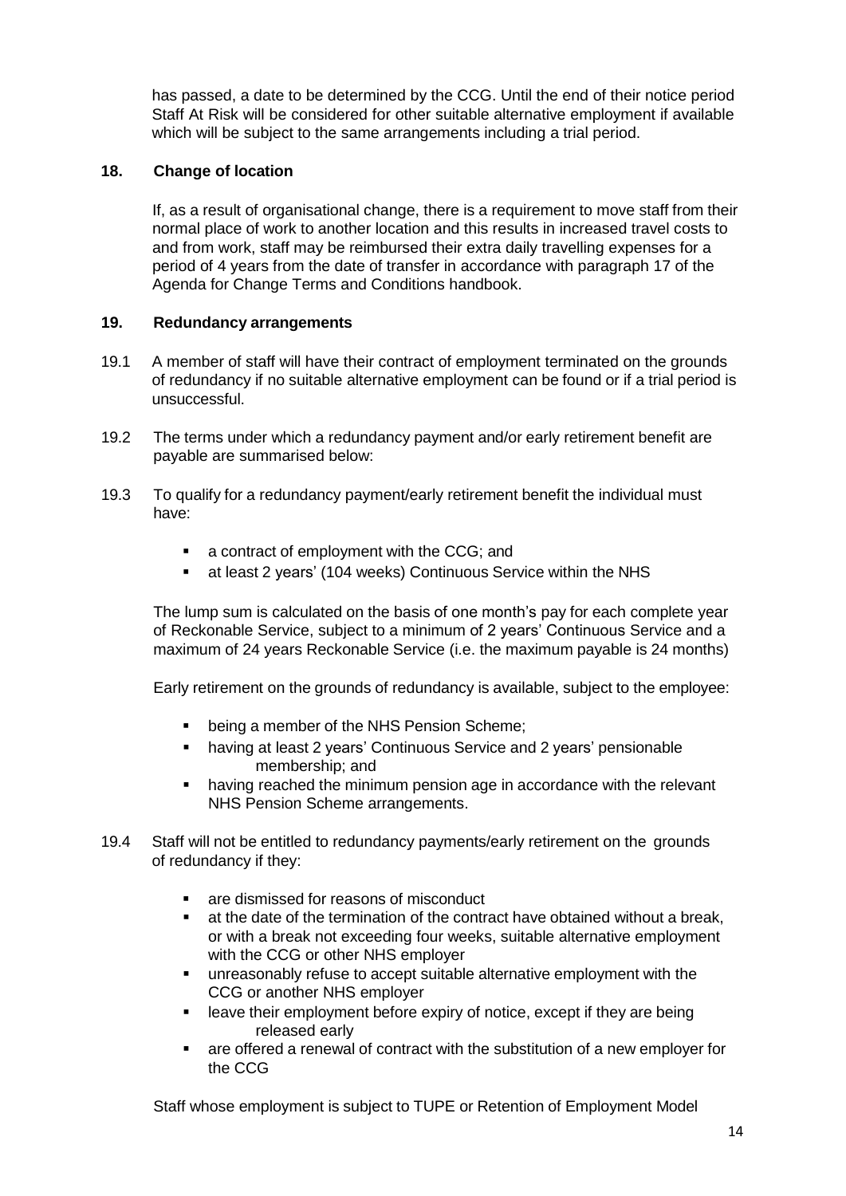has passed, a date to be determined by the CCG. Until the end of their notice period Staff At Risk will be considered for other suitable alternative employment if available which will be subject to the same arrangements including a trial period.

## 18. Change of location

If, as a result of organisational change, there is a requirement to move staff from their normal place of work to another location and this results in increased travel costs to and from work, staff may be reimbursed their extra daily travelling expenses for a period of 4 years from the date of transfer in accordance with paragraph 17 of the Agenda for Change Terms and Conditions handbook.

## 19. Redundancy arrangements

19.1 A member of staff will have their contract of employment terminated on the grounds of redundancy if no suitable alternative employment can be found or if a trial period is unsuccessful.

19.2 The terms under which a redundancy payment and/or early retirement benefit are payable are summarised below:

19.3 To qualify for a redundancy payment/early retirement benefit the individual must have:

- a contract of employment with the CCG; and
- at least 2 years' (104 weeks) Continuous Service within the NHS

The lump sum is calculated on the basis of one month's pay for each complete year of Reckonable Service, subject to a minimum of 2 years' Continuous Service and a maximum of 24 years Reckonable Service (i.e. the maximum payable is 24 months)

Early retirement on the grounds of redundancy is available, subject to the employee:

- being a member of the NHS Pension Scheme;
- having at least 2 years' Continuous Service and 2 years' pensionable membership; and
- having reached the minimum pension age in accordance with the relevant NHS Pension Scheme arrangements.

19.4 Staff will not be entitled to redundancy payments/early retirement on the grounds of redundancy if they:

- are dismissed for reasons of misconduct
- at the date of the termination of the contract have obtained without a break, or with a break not exceeding four weeks, suitable alternative employment with the CCG or other NHS employer
- unreasonably refuse to accept suitable alternative employment with the CCG or another NHS employer
- leave their employment before expiry of notice, except if they are being released early
- are offered a renewal of contract with the substitution of a new employer for the CCG

Staff whose employment is subject to TUPE or Retention of Employment Model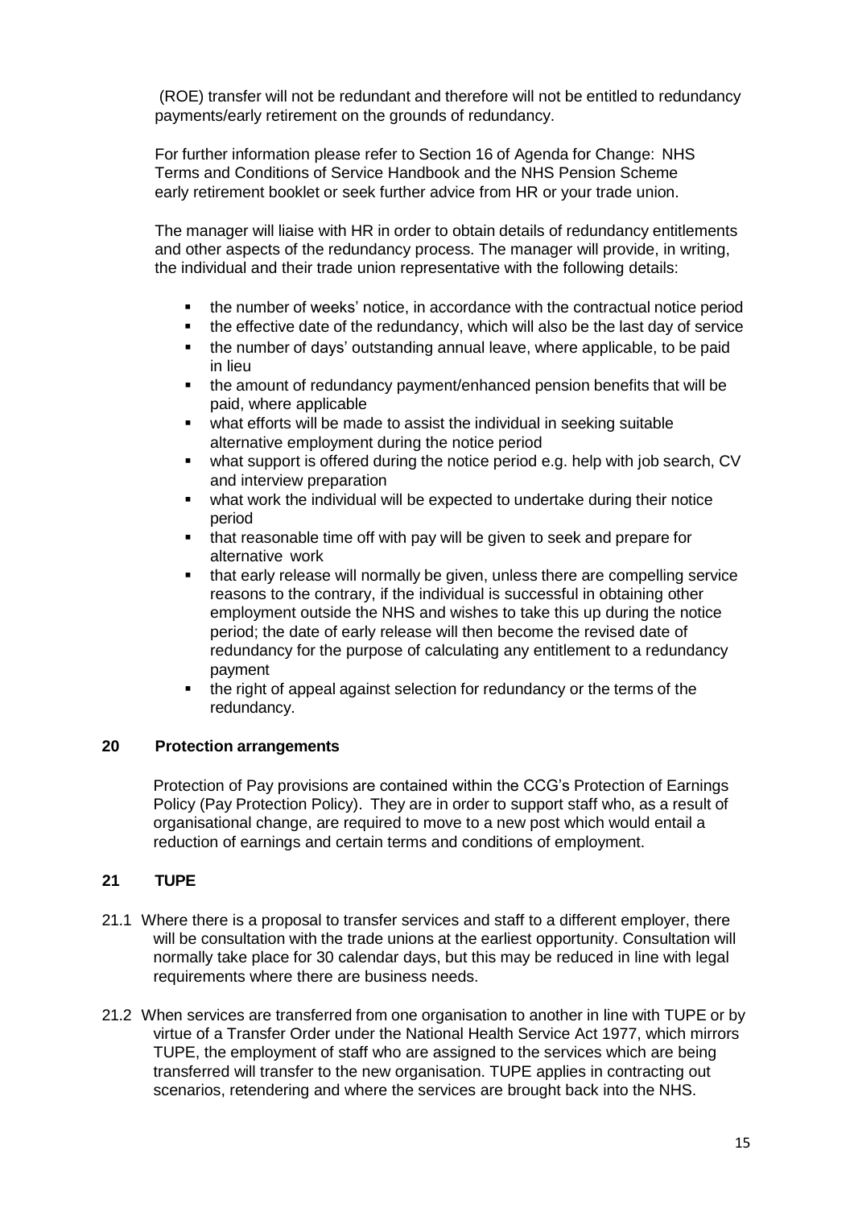(ROE) transfer will not be redundant and therefore will not be entitled to redundancy payments/early retirement on the grounds of redundancy.

For further information please refer to Section 16 of Agenda for Change: NHS Terms and Conditions of Service Handbook and the NHS Pension Scheme early retirement booklet or seek further advice from HR or your trade union.

The manager will liaise with HR in order to obtain details of redundancy entitlements and other aspects of the redundancy process. The manager will provide, in writing, the individual and their trade union representative with the following details:

- the number of weeks' notice, in accordance with the contractual notice period
- the effective date of the redundancy, which will also be the last day of service
- the number of days' outstanding annual leave, where applicable, to be paid in lieu
- the amount of redundancy payment/enhanced pension benefits that will be paid, where applicable
- what efforts will be made to assist the individual in seeking suitable alternative employment during the notice period
- what support is offered during the notice period e.g. help with job search, CV and interview preparation
- what work the individual will be expected to undertake during their notice period
- that reasonable time off with pay will be given to seek and prepare for alternative work
- that early release will normally be given, unless there are compelling service reasons to the contrary, if the individual is successful in obtaining other employment outside the NHS and wishes to take this up during the notice period; the date of early release will then become the revised date of redundancy for the purpose of calculating any entitlement to a redundancy payment
- the right of appeal against selection for redundancy or the terms of the redundancy.

## 20 Protection arrangements

Protection of Pay provisions are contained within the CCG's Protection of Earnings Policy (Pay Protection Policy). They are in order to support staff who, as a result of organisational change, are required to move to a new post which would entail a reduction of earnings and certain terms and conditions of employment.

## 21 TUPE

21.1 Where there is a proposal to transfer services and staff to a different employer, there will be consultation with the trade unions at the earliest opportunity. Consultation will normally take place for 30 calendar days, but this may be reduced in line with legal requirements where there are business needs.

21.2 When services are transferred from one organisation to another in line with TUPE or by virtue of a Transfer Order under the National Health Service Act 1977, which mirrors TUPE, the employment of staff who are assigned to the services which are being transferred will transfer to the new organisation. TUPE applies in contracting out scenarios, retendering and where the services are brought back into the NHS.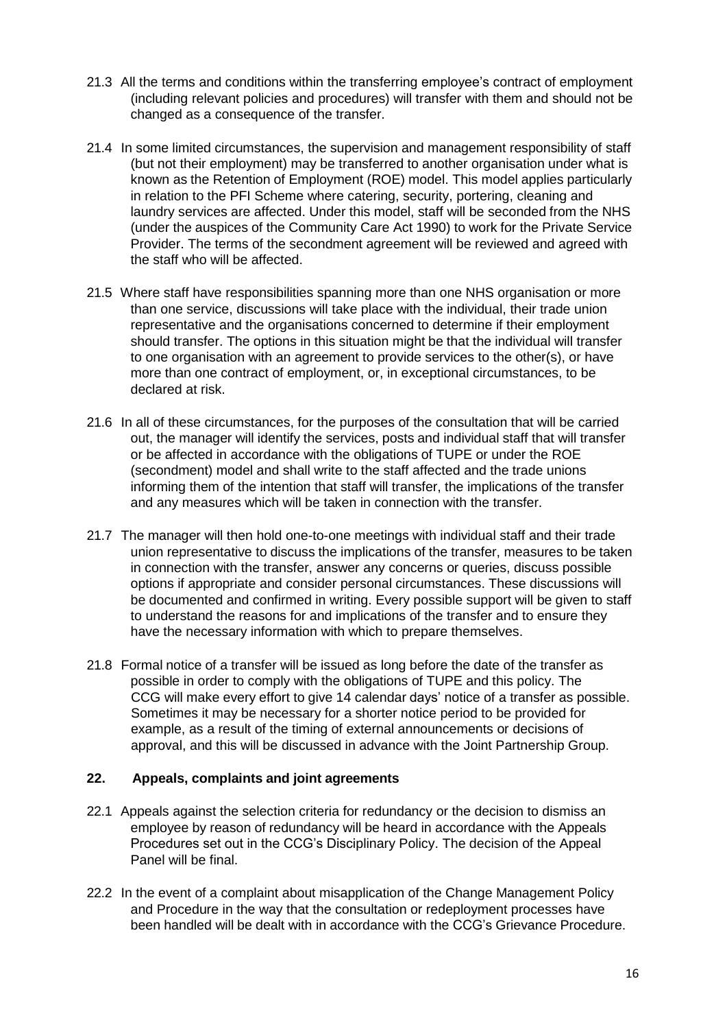21.3 All the terms and conditions within the transferring employee's contract of employment (including relevant policies and procedures) will transfer with them and should not be changed as a consequence of the transfer.

21.4 In some limited circumstances, the supervision and management responsibility of staff (but not their employment) may be transferred to another organisation under what is known as the Retention of Employment (ROE) model. This model applies particularly in relation to the PFI Scheme where catering, security, portering, cleaning and laundry services are affected. Under this model, staff will be seconded from the NHS (under the auspices of the Community Care Act 1990) to work for the Private Service Provider. The terms of the secondment agreement will be reviewed and agreed with the staff who will be affected.

21.5 Where staff have responsibilities spanning more than one NHS organisation or more than one service, discussions will take place with the individual, their trade union representative and the organisations concerned to determine if their employment should transfer. The options in this situation might be that the individual will transfer to one organisation with an agreement to provide services to the other(s), or have more than one contract of employment, or, in exceptional circumstances, to be declared at risk.

21.6 In all of these circumstances, for the purposes of the consultation that will be carried out, the manager will identify the services, posts and individual staff that will transfer or be affected in accordance with the obligations of TUPE or under the ROE (secondment) model and shall write to the staff affected and the trade unions informing them of the intention that staff will transfer, the implications of the transfer and any measures which will be taken in connection with the transfer.

21.7 The manager will then hold one-to-one meetings with individual staff and their trade union representative to discuss the implications of the transfer, measures to be taken in connection with the transfer, answer any concerns or queries, discuss possible options if appropriate and consider personal circumstances. These discussions will be documented and confirmed in writing. Every possible support will be given to staff to understand the reasons for and implications of the transfer and to ensure they have the necessary information with which to prepare themselves.

21.8 Formal notice of a transfer will be issued as long before the date of the transfer as possible in order to comply with the obligations of TUPE and this policy. The CCG will make every effort to give 14 calendar days' notice of a transfer as possible. Sometimes it may be necessary for a shorter notice period to be provided for example, as a result of the timing of external announcements or decisions of approval, and this will be discussed in advance with the Joint Partnership Group.

## 22. Appeals, complaints and joint agreements

22.1 Appeals against the selection criteria for redundancy or the decision to dismiss an employee by reason of redundancy will be heard in accordance with the Appeals Procedures set out in the CCG's Disciplinary Policy. The decision of the Appeal Panel will be final.

22.2 In the event of a complaint about misapplication of the Change Management Policy and Procedure in the way that the consultation or redeployment processes have been handled will be dealt with in accordance with the CCG's Grievance Procedure.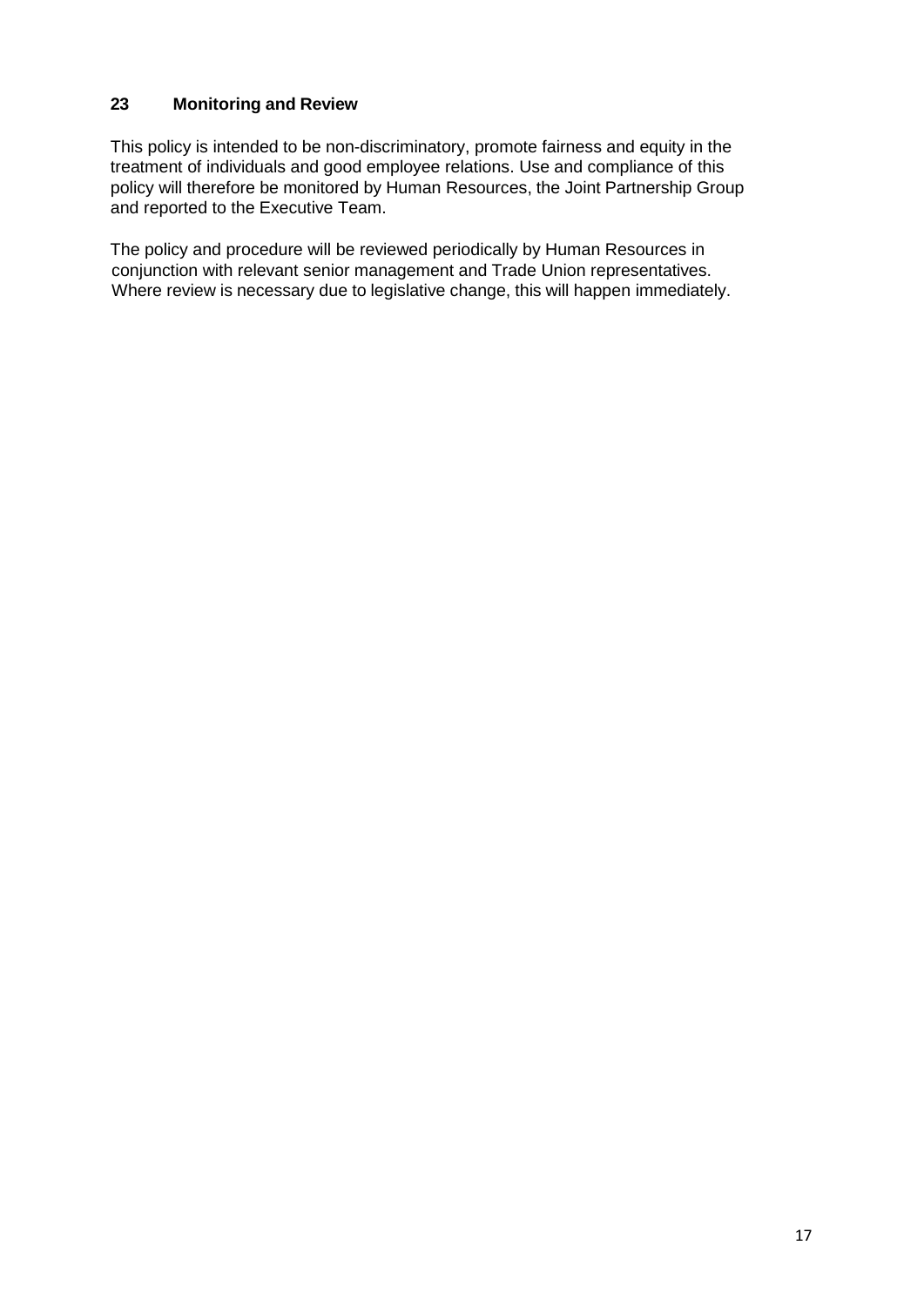## 23 Monitoring and Review

This policy is intended to be non-discriminatory, promote fairness and equity in the treatment of individuals and good employee relations. Use and compliance of this policy will therefore be monitored by Human Resources, the Joint Partnership Group and reported to the Executive Team.

The policy and procedure will be reviewed periodically by Human Resources in conjunction with relevant senior management and Trade Union representatives. Where review is necessary due to legislative change, this will happen immediately.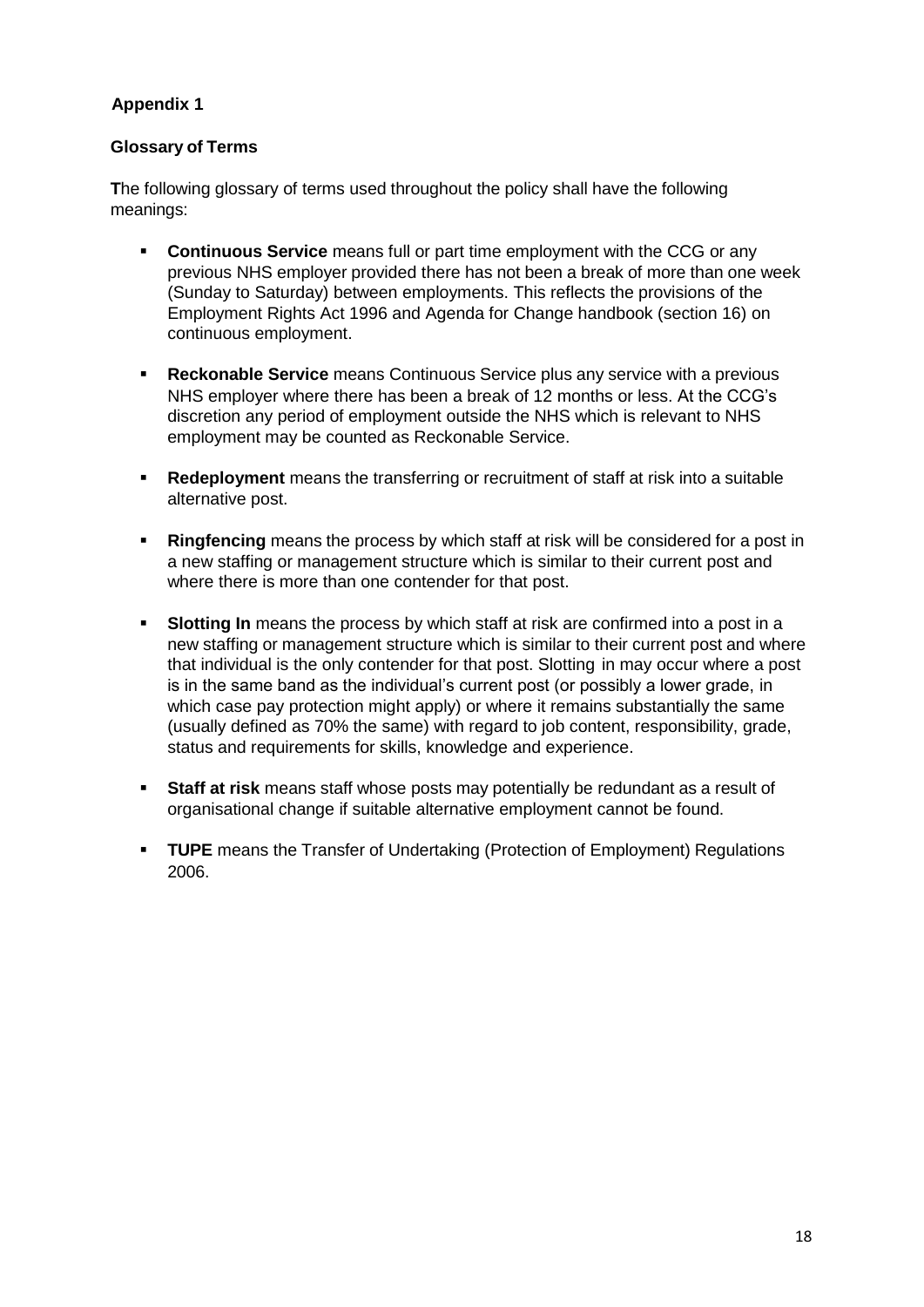**Appendix 1**

**Glossary of Terms**

**T**he following glossary of terms used throughout the policy shall have the following meanings:

- **Continuous Service** means full or part time employment with the CCG or any previous NHS employer provided there has not been a break of more than one week (Sunday to Saturday) between employments. This reflects the provisions of the Employment Rights Act 1996 and Agenda for Change handbook (section 16) on continuous employment.
- **Reckonable Service** means Continuous Service plus any service with a previous NHS employer where there has been a break of 12 months or less. At the CCG's discretion any period of employment outside the NHS which is relevant to NHS employment may be counted as Reckonable Service.
- **Redeployment** means the transferring or recruitment of staff at risk into a suitable alternative post.
- **Ringfencing** means the process by which staff at risk will be considered for a post in a new staffing or management structure which is similar to their current post and where there is more than one contender for that post.
- **Slotting In** means the process by which staff at risk are confirmed into a post in a new staffing or management structure which is similar to their current post and where that individual is the only contender for that post. Slotting in may occur where a post is in the same band as the individual's current post (or possibly a lower grade, in which case pay protection might apply) or where it remains substantially the same (usually defined as 70% the same) with regard to job content, responsibility, grade, status and requirements for skills, knowledge and experience.
- **Staff at risk** means staff whose posts may potentially be redundant as a result of organisational change if suitable alternative employment cannot be found.
- **TUPE** means the Transfer of Undertaking (Protection of Employment) Regulations 2006.